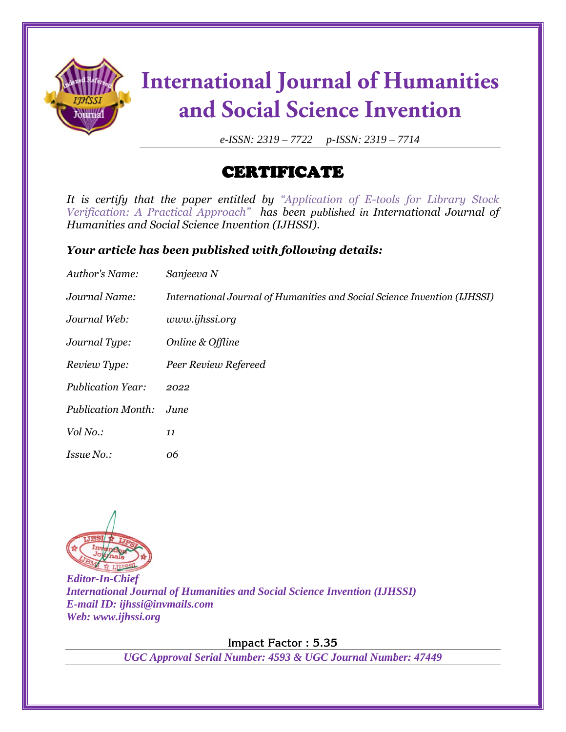# International Journal of Humanities and Social Science Invention

*e-ISSN: 2319 – 7722 p-ISSN: 2319 – 7714*

## CERTIFICATE

*It is certify that the paper entitled by "Application of E-tools for Library Stock Verification: A Practical Approach" has been published in International Journal of Humanities and Social Science Invention (IJHSSI).*

***Your article has been published with following details:***

*Author's Name:* *Sanjeeva N*

*Journal Name:* *International Journal of Humanities and Social Science Invention (IJHSSI)*

*Journal Web:* *www.ijhssi.org*

*Journal Type:* *Online & Offline*

*Review Type:* *Peer Review Refereed*

*Publication Year:* *2022*

*Publication Month:* *June*

*Vol No.:* *11*

*Issue No.:* *06*

***Editor-In-Chief***
***International Journal of Humanities and Social Science Invention (IJHSSI)***
***E-mail ID: ijhssi@invmails.com***
***Web: www.ijhssi.org***

**Impact Factor : 5.35**

***UGC Approval Serial Number: 4593 & UGC Journal Number: 47449***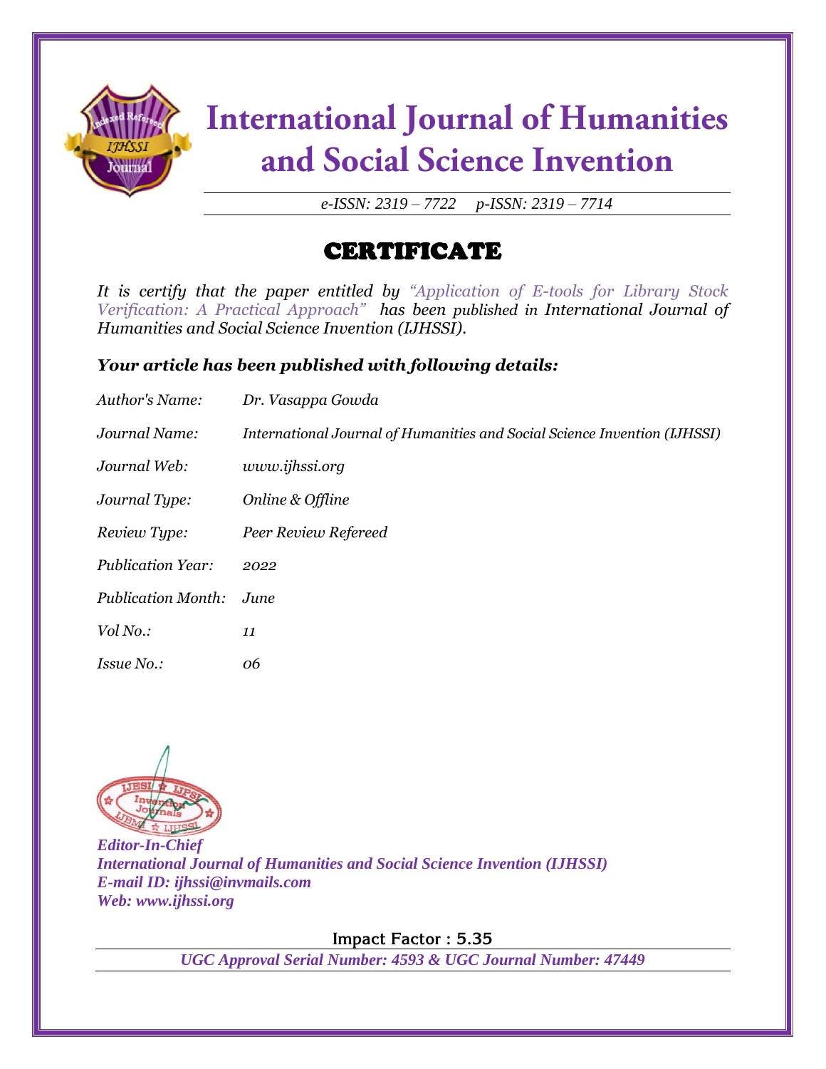# International Journal of Humanities and Social Science Invention

*e-ISSN: 2319 – 7722 p-ISSN: 2319 – 7714*

## CERTIFICATE

*It is certify that the paper entitled by "Application of E-tools for Library Stock Verification: A Practical Approach" has been published in International Journal of Humanities and Social Science Invention (IJHSSI).*

***Your article has been published with following details:***

| | |
|---|---|
| *Author's Name:* | *Dr. Vasappa Gowda* |
| *Journal Name:* | *International Journal of Humanities and Social Science Invention (IJHSSI)* |
| *Journal Web:* | *www.ijhssi.org* |
| *Journal Type:* | *Online & Offline* |
| *Review Type:* | *Peer Review Refereed* |
| *Publication Year:* | *2022* |
| *Publication Month:* | *June* |
| *Vol No.:* | *11* |
| *Issue No.:* | *06* |

***Editor-In-Chief***
***International Journal of Humanities and Social Science Invention (IJHSSI)***
***E-mail ID: ijhssi@invmails.com***
***Web: www.ijhssi.org***

**Impact Factor : 5.35**

***UGC Approval Serial Number: 4593 & UGC Journal Number: 47449***